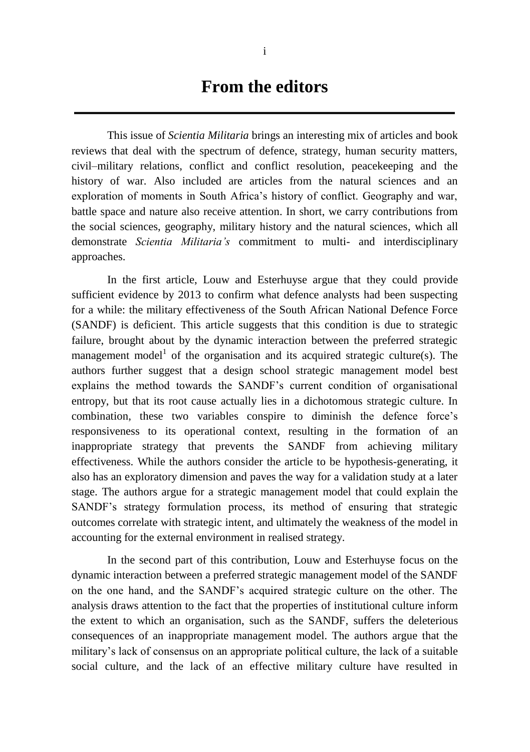# From the editors

This issue of *Scientia Militaria* brings an interesting mix of articles and book reviews that deal with the spectrum of defence, strategy, human security matters, civil–military relations, conflict and conflict resolution, peacekeeping and the history of war. Also included are articles from the natural sciences and an exploration of moments in South Africa's history of conflict. Geography and war, battle space and nature also receive attention. In short, we carry contributions from the social sciences, geography, military history and the natural sciences, which all demonstrate *Scientia Militaria's* commitment to multi- and interdisciplinary approaches.

In the first article, Louw and Esterhuyse argue that they could provide sufficient evidence by 2013 to confirm what defence analysts had been suspecting for a while: the military effectiveness of the South African National Defence Force (SANDF) is deficient. This article suggests that this condition is due to strategic failure, brought about by the dynamic interaction between the preferred strategic management model[1] of the organisation and its acquired strategic culture(s). The authors further suggest that a design school strategic management model best explains the method towards the SANDF's current condition of organisational entropy, but that its root cause actually lies in a dichotomous strategic culture. In combination, these two variables conspire to diminish the defence force's responsiveness to its operational context, resulting in the formation of an inappropriate strategy that prevents the SANDF from achieving military effectiveness. While the authors consider the article to be hypothesis-generating, it also has an exploratory dimension and paves the way for a validation study at a later stage. The authors argue for a strategic management model that could explain the SANDF's strategy formulation process, its method of ensuring that strategic outcomes correlate with strategic intent, and ultimately the weakness of the model in accounting for the external environment in realised strategy.

In the second part of this contribution, Louw and Esterhuyse focus on the dynamic interaction between a preferred strategic management model of the SANDF on the one hand, and the SANDF's acquired strategic culture on the other. The analysis draws attention to the fact that the properties of institutional culture inform the extent to which an organisation, such as the SANDF, suffers the deleterious consequences of an inappropriate management model. The authors argue that the military's lack of consensus on an appropriate political culture, the lack of a suitable social culture, and the lack of an effective military culture have resulted in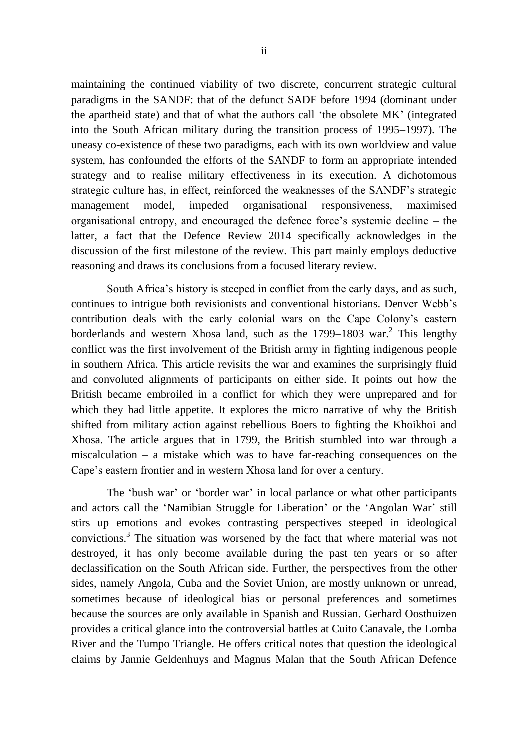maintaining the continued viability of two discrete, concurrent strategic cultural paradigms in the SANDF: that of the defunct SADF before 1994 (dominant under the apartheid state) and that of what the authors call 'the obsolete MK' (integrated into the South African military during the transition process of 1995–1997). The uneasy co-existence of these two paradigms, each with its own worldview and value system, has confounded the efforts of the SANDF to form an appropriate intended strategy and to realise military effectiveness in its execution. A dichotomous strategic culture has, in effect, reinforced the weaknesses of the SANDF's strategic management model, impeded organisational responsiveness, maximised organisational entropy, and encouraged the defence force's systemic decline – the latter, a fact that the Defence Review 2014 specifically acknowledges in the discussion of the first milestone of the review. This part mainly employs deductive reasoning and draws its conclusions from a focused literary review.

South Africa's history is steeped in conflict from the early days, and as such, continues to intrigue both revisionists and conventional historians. Denver Webb's contribution deals with the early colonial wars on the Cape Colony's eastern borderlands and western Xhosa land, such as the 1799–1803 war.[2] This lengthy conflict was the first involvement of the British army in fighting indigenous people in southern Africa. This article revisits the war and examines the surprisingly fluid and convoluted alignments of participants on either side. It points out how the British became embroiled in a conflict for which they were unprepared and for which they had little appetite. It explores the micro narrative of why the British shifted from military action against rebellious Boers to fighting the Khoikhoi and Xhosa. The article argues that in 1799, the British stumbled into war through a miscalculation – a mistake which was to have far-reaching consequences on the Cape's eastern frontier and in western Xhosa land for over a century.

The 'bush war' or 'border war' in local parlance or what other participants and actors call the 'Namibian Struggle for Liberation' or the 'Angolan War' still stirs up emotions and evokes contrasting perspectives steeped in ideological convictions.[3] The situation was worsened by the fact that where material was not destroyed, it has only become available during the past ten years or so after declassification on the South African side. Further, the perspectives from the other sides, namely Angola, Cuba and the Soviet Union, are mostly unknown or unread, sometimes because of ideological bias or personal preferences and sometimes because the sources are only available in Spanish and Russian. Gerhard Oosthuizen provides a critical glance into the controversial battles at Cuito Canavale, the Lomba River and the Tumpo Triangle. He offers critical notes that question the ideological claims by Jannie Geldenhuys and Magnus Malan that the South African Defence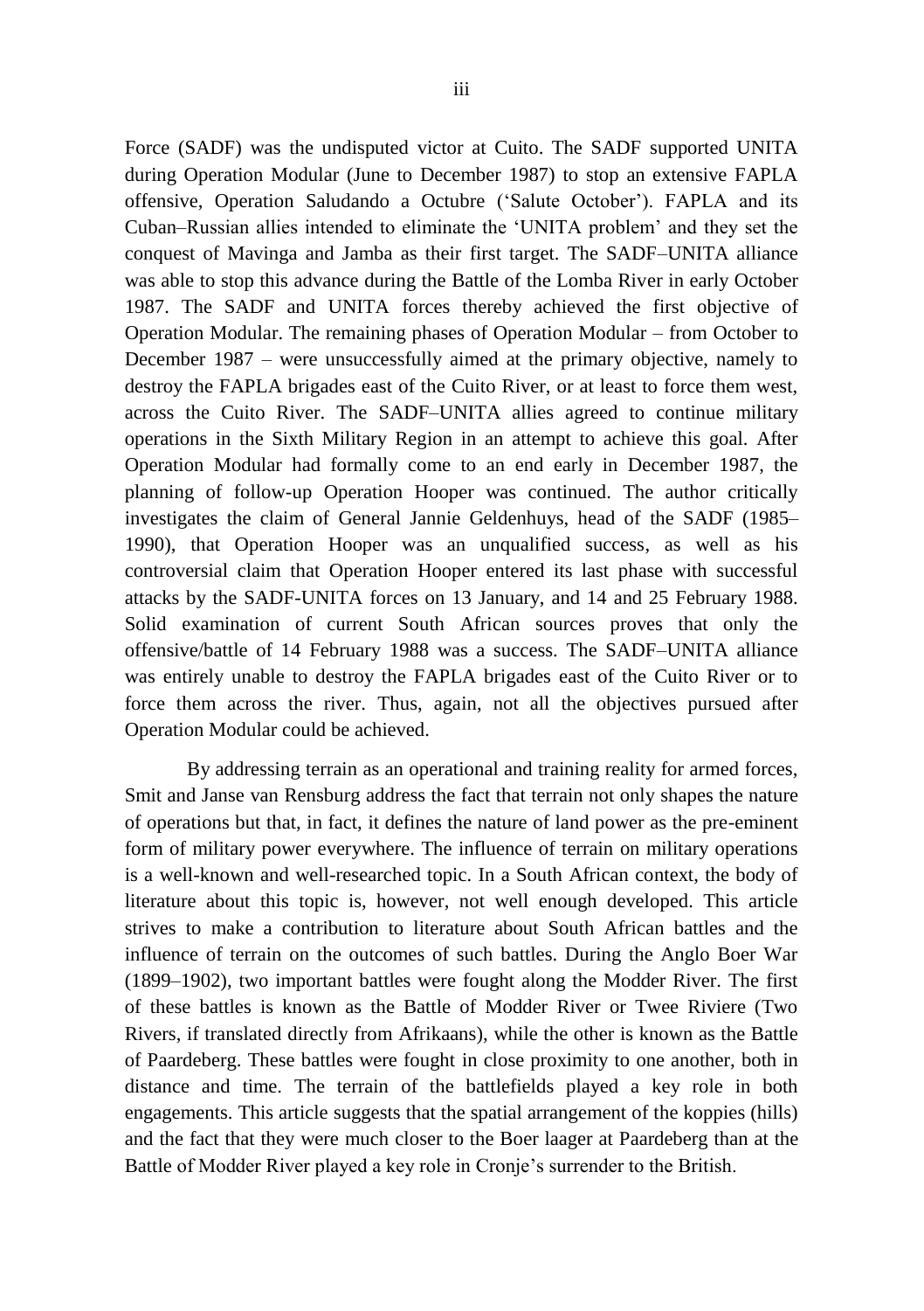Force (SADF) was the undisputed victor at Cuito. The SADF supported UNITA during Operation Modular (June to December 1987) to stop an extensive FAPLA offensive, Operation Saludando a Octubre ('Salute October'). FAPLA and its Cuban–Russian allies intended to eliminate the 'UNITA problem' and they set the conquest of Mavinga and Jamba as their first target. The SADF–UNITA alliance was able to stop this advance during the Battle of the Lomba River in early October 1987. The SADF and UNITA forces thereby achieved the first objective of Operation Modular. The remaining phases of Operation Modular – from October to December 1987 – were unsuccessfully aimed at the primary objective, namely to destroy the FAPLA brigades east of the Cuito River, or at least to force them west, across the Cuito River. The SADF–UNITA allies agreed to continue military operations in the Sixth Military Region in an attempt to achieve this goal. After Operation Modular had formally come to an end early in December 1987, the planning of follow-up Operation Hooper was continued. The author critically investigates the claim of General Jannie Geldenhuys, head of the SADF (1985–1990), that Operation Hooper was an unqualified success, as well as his controversial claim that Operation Hooper entered its last phase with successful attacks by the SADF-UNITA forces on 13 January, and 14 and 25 February 1988. Solid examination of current South African sources proves that only the offensive/battle of 14 February 1988 was a success. The SADF–UNITA alliance was entirely unable to destroy the FAPLA brigades east of the Cuito River or to force them across the river. Thus, again, not all the objectives pursued after Operation Modular could be achieved.

By addressing terrain as an operational and training reality for armed forces, Smit and Janse van Rensburg address the fact that terrain not only shapes the nature of operations but that, in fact, it defines the nature of land power as the pre-eminent form of military power everywhere. The influence of terrain on military operations is a well-known and well-researched topic. In a South African context, the body of literature about this topic is, however, not well enough developed. This article strives to make a contribution to literature about South African battles and the influence of terrain on the outcomes of such battles. During the Anglo Boer War (1899–1902), two important battles were fought along the Modder River. The first of these battles is known as the Battle of Modder River or Twee Riviere (Two Rivers, if translated directly from Afrikaans), while the other is known as the Battle of Paardeberg. These battles were fought in close proximity to one another, both in distance and time. The terrain of the battlefields played a key role in both engagements. This article suggests that the spatial arrangement of the koppies (hills) and the fact that they were much closer to the Boer laager at Paardeberg than at the Battle of Modder River played a key role in Cronje's surrender to the British.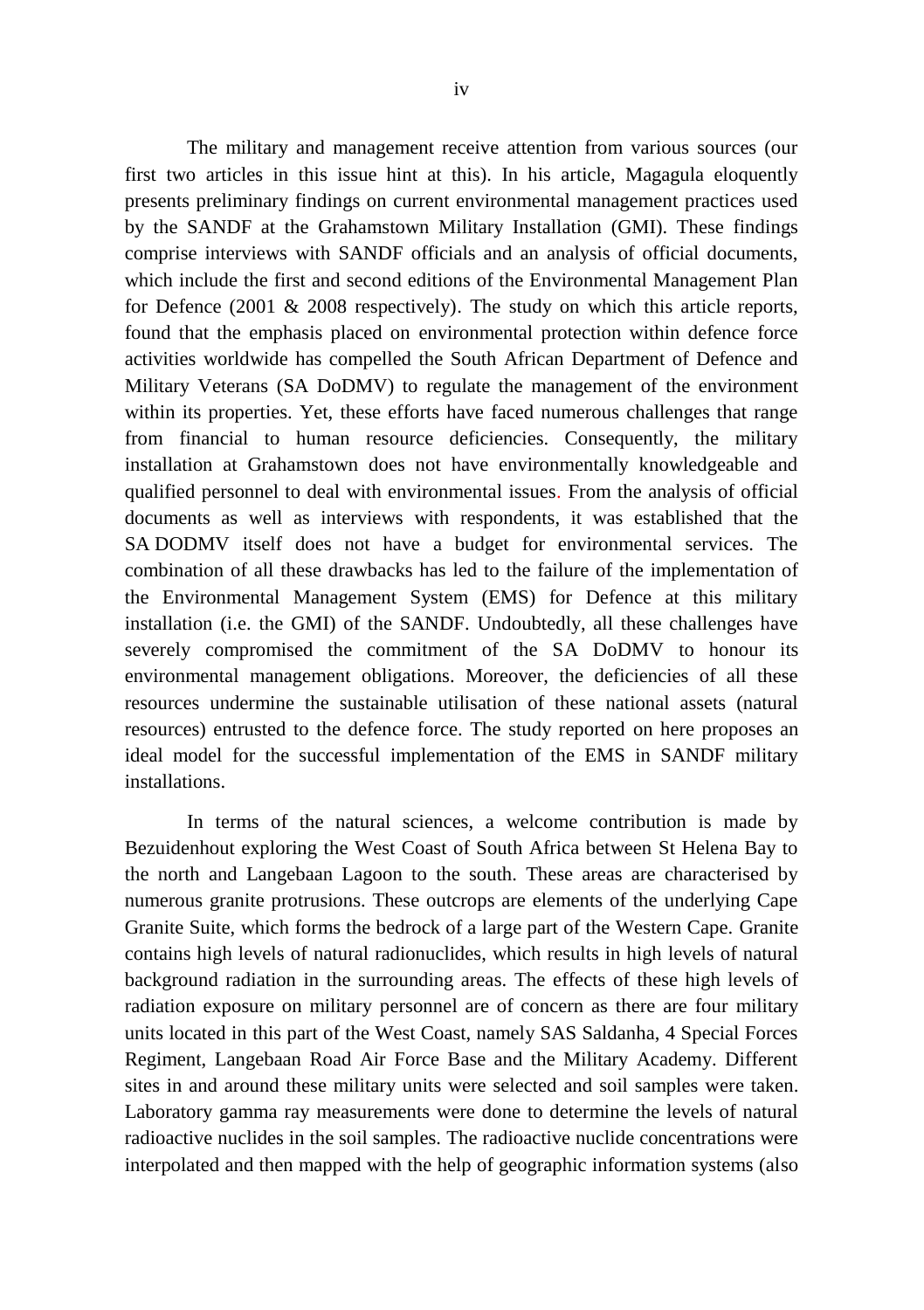The military and management receive attention from various sources (our first two articles in this issue hint at this). In his article, Magagula eloquently presents preliminary findings on current environmental management practices used by the SANDF at the Grahamstown Military Installation (GMI). These findings comprise interviews with SANDF officials and an analysis of official documents, which include the first and second editions of the Environmental Management Plan for Defence (2001 & 2008 respectively). The study on which this article reports, found that the emphasis placed on environmental protection within defence force activities worldwide has compelled the South African Department of Defence and Military Veterans (SA DoDMV) to regulate the management of the environment within its properties. Yet, these efforts have faced numerous challenges that range from financial to human resource deficiencies. Consequently, the military installation at Grahamstown does not have environmentally knowledgeable and qualified personnel to deal with environmental issues. From the analysis of official documents as well as interviews with respondents, it was established that the SA DODMV itself does not have a budget for environmental services. The combination of all these drawbacks has led to the failure of the implementation of the Environmental Management System (EMS) for Defence at this military installation (i.e. the GMI) of the SANDF. Undoubtedly, all these challenges have severely compromised the commitment of the SA DoDMV to honour its environmental management obligations. Moreover, the deficiencies of all these resources undermine the sustainable utilisation of these national assets (natural resources) entrusted to the defence force. The study reported on here proposes an ideal model for the successful implementation of the EMS in SANDF military installations.

In terms of the natural sciences, a welcome contribution is made by Bezuidenhout exploring the West Coast of South Africa between St Helena Bay to the north and Langebaan Lagoon to the south. These areas are characterised by numerous granite protrusions. These outcrops are elements of the underlying Cape Granite Suite, which forms the bedrock of a large part of the Western Cape. Granite contains high levels of natural radionuclides, which results in high levels of natural background radiation in the surrounding areas. The effects of these high levels of radiation exposure on military personnel are of concern as there are four military units located in this part of the West Coast, namely SAS Saldanha, 4 Special Forces Regiment, Langebaan Road Air Force Base and the Military Academy. Different sites in and around these military units were selected and soil samples were taken. Laboratory gamma ray measurements were done to determine the levels of natural radioactive nuclides in the soil samples. The radioactive nuclide concentrations were interpolated and then mapped with the help of geographic information systems (also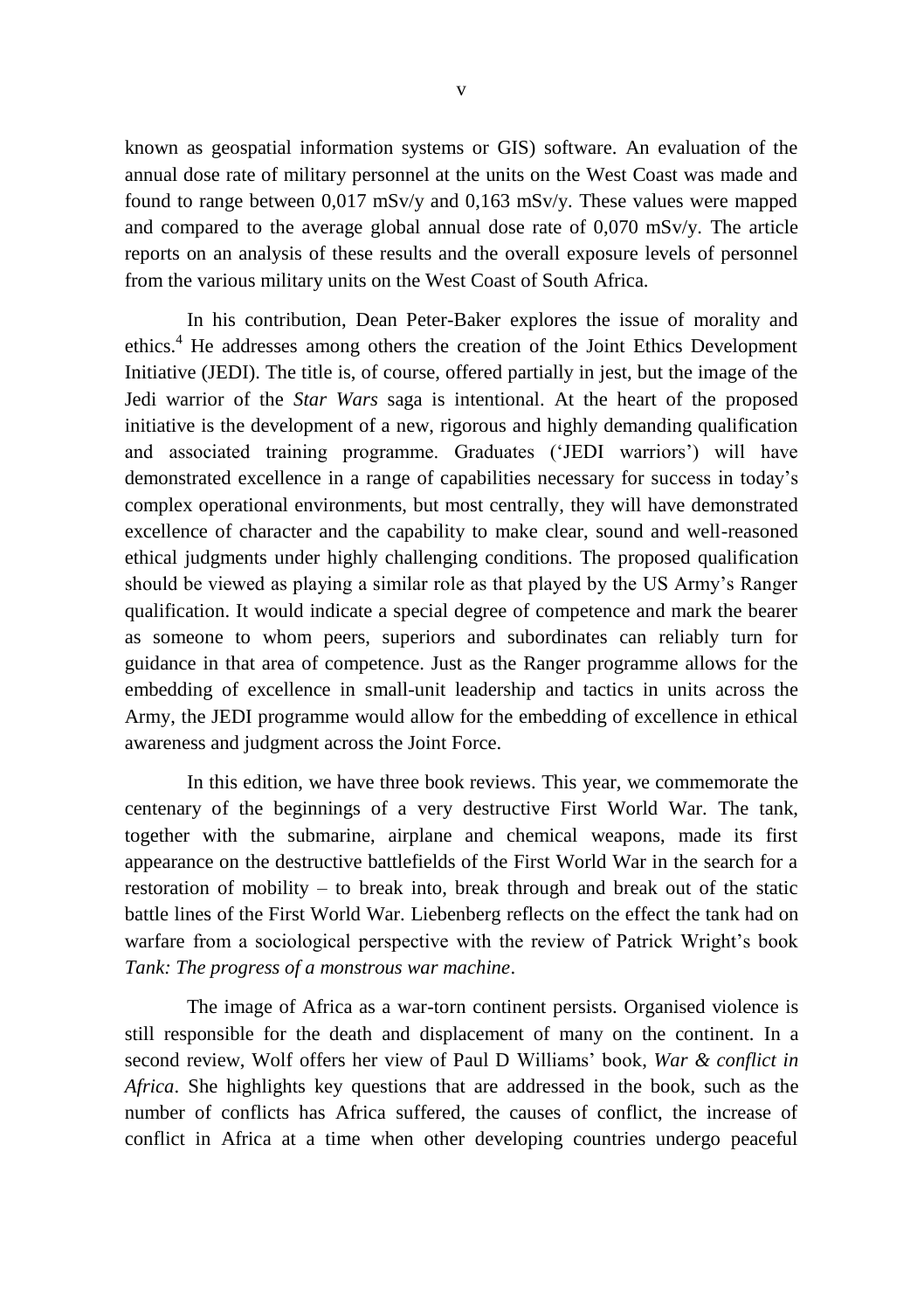known as geospatial information systems or GIS) software. An evaluation of the annual dose rate of military personnel at the units on the West Coast was made and found to range between 0,017 mSv/y and 0,163 mSv/y. These values were mapped and compared to the average global annual dose rate of 0,070 mSv/y. The article reports on an analysis of these results and the overall exposure levels of personnel from the various military units on the West Coast of South Africa.

In his contribution, Dean Peter-Baker explores the issue of morality and ethics.[4] He addresses among others the creation of the Joint Ethics Development Initiative (JEDI). The title is, of course, offered partially in jest, but the image of the Jedi warrior of the *Star Wars* saga is intentional. At the heart of the proposed initiative is the development of a new, rigorous and highly demanding qualification and associated training programme. Graduates ('JEDI warriors') will have demonstrated excellence in a range of capabilities necessary for success in today's complex operational environments, but most centrally, they will have demonstrated excellence of character and the capability to make clear, sound and well-reasoned ethical judgments under highly challenging conditions. The proposed qualification should be viewed as playing a similar role as that played by the US Army's Ranger qualification. It would indicate a special degree of competence and mark the bearer as someone to whom peers, superiors and subordinates can reliably turn for guidance in that area of competence. Just as the Ranger programme allows for the embedding of excellence in small-unit leadership and tactics in units across the Army, the JEDI programme would allow for the embedding of excellence in ethical awareness and judgment across the Joint Force.

In this edition, we have three book reviews. This year, we commemorate the centenary of the beginnings of a very destructive First World War. The tank, together with the submarine, airplane and chemical weapons, made its first appearance on the destructive battlefields of the First World War in the search for a restoration of mobility – to break into, break through and break out of the static battle lines of the First World War. Liebenberg reflects on the effect the tank had on warfare from a sociological perspective with the review of Patrick Wright's book *Tank: The progress of a monstrous war machine*.

The image of Africa as a war-torn continent persists. Organised violence is still responsible for the death and displacement of many on the continent. In a second review, Wolf offers her view of Paul D Williams' book, *War & conflict in Africa*. She highlights key questions that are addressed in the book, such as the number of conflicts has Africa suffered, the causes of conflict, the increase of conflict in Africa at a time when other developing countries undergo peaceful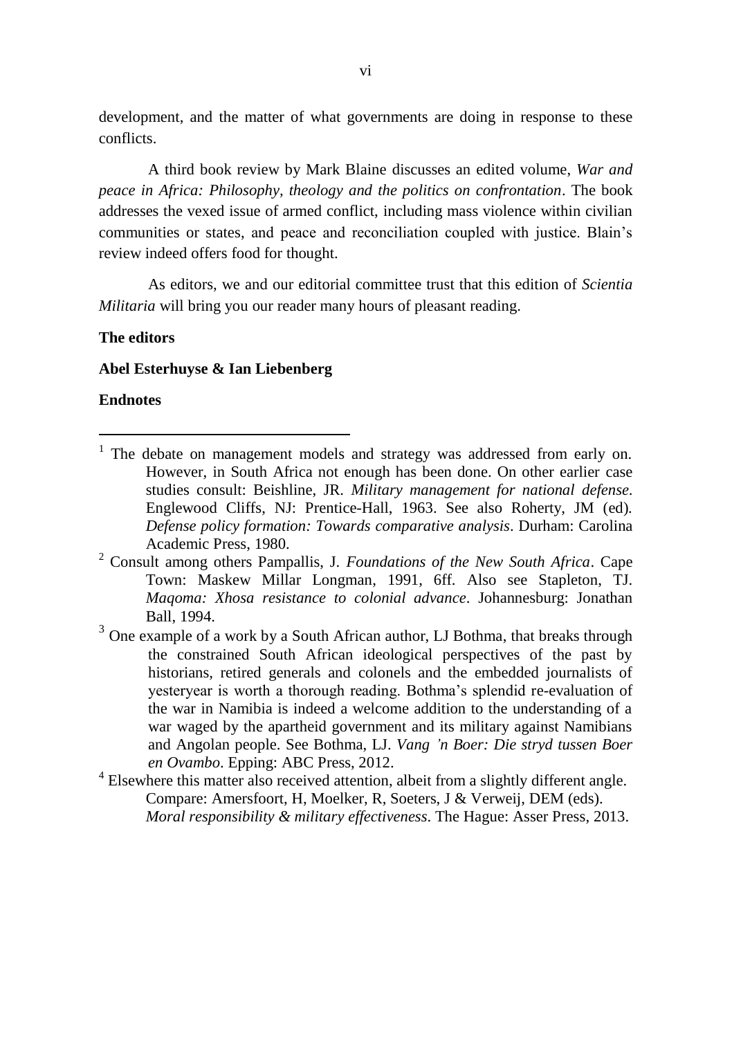development, and the matter of what governments are doing in response to these conflicts.

A third book review by Mark Blaine discusses an edited volume, *War and peace in Africa: Philosophy, theology and the politics on confrontation*. The book addresses the vexed issue of armed conflict, including mass violence within civilian communities or states, and peace and reconciliation coupled with justice. Blain's review indeed offers food for thought.

As editors, we and our editorial committee trust that this edition of *Scientia Militaria* will bring you our reader many hours of pleasant reading.

**The editors**

**Abel Esterhuyse & Ian Liebenberg**

**Endnotes**

[1] The debate on management models and strategy was addressed from early on. However, in South Africa not enough has been done. On other earlier case studies consult: Beishline, JR. *Military management for national defense*. Englewood Cliffs, NJ: Prentice-Hall, 1963. See also Roherty, JM (ed). *Defense policy formation: Towards comparative analysis*. Durham: Carolina Academic Press, 1980.

[2] Consult among others Pampallis, J. *Foundations of the New South Africa*. Cape Town: Maskew Millar Longman, 1991, 6ff. Also see Stapleton, TJ. *Maqoma: Xhosa resistance to colonial advance*. Johannesburg: Jonathan Ball, 1994.

[3] One example of a work by a South African author, LJ Bothma, that breaks through the constrained South African ideological perspectives of the past by historians, retired generals and colonels and the embedded journalists of yesteryear is worth a thorough reading. Bothma's splendid re-evaluation of the war in Namibia is indeed a welcome addition to the understanding of a war waged by the apartheid government and its military against Namibians and Angolan people. See Bothma, LJ. *Vang 'n Boer: Die stryd tussen Boer en Ovambo*. Epping: ABC Press, 2012.

[4] Elsewhere this matter also received attention, albeit from a slightly different angle. Compare: Amersfoort, H, Moelker, R, Soeters, J & Verweij, DEM (eds). *Moral responsibility & military effectiveness*. The Hague: Asser Press, 2013.